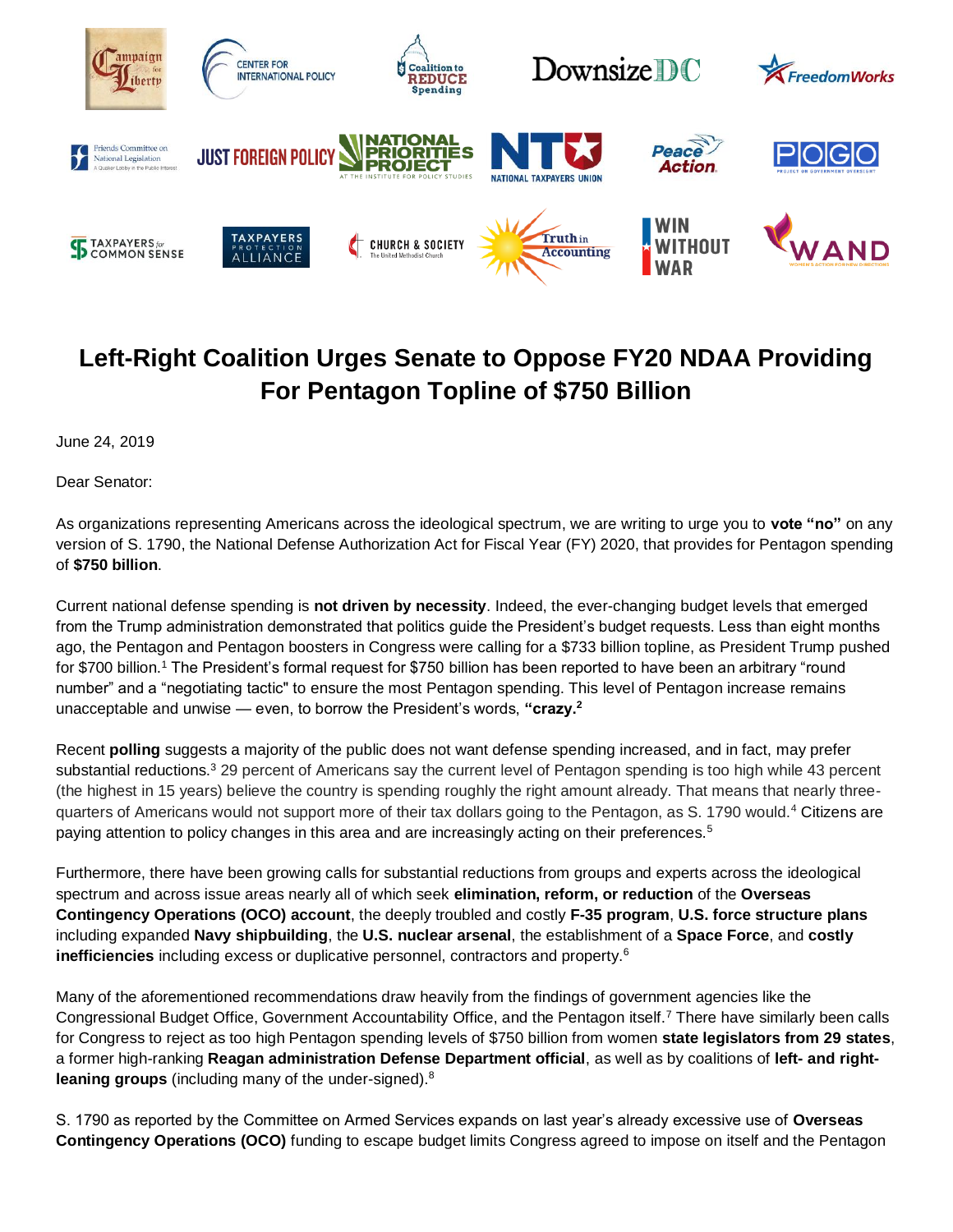# Left-Right Coalition Urges Senate to Oppose FY20 NDAA Providing For Pentagon Topline of $750 Billion

June 24, 2019

Dear Senator:

As organizations representing Americans across the ideological spectrum, we are writing to urge you to **vote "no"** on any version of S. 1790, the National Defense Authorization Act for Fiscal Year (FY) 2020, that provides for Pentagon spending of **$750 billion**.

Current national defense spending is **not driven by necessity**. Indeed, the ever-changing budget levels that emerged from the Trump administration demonstrated that politics guide the President's budget requests. Less than eight months ago, the Pentagon and Pentagon boosters in Congress were calling for a $733 billion topline, as President Trump pushed for $700 billion.[1] The President's formal request for $750 billion has been reported to have been an arbitrary "round number" and a "negotiating tactic" to ensure the most Pentagon spending. This level of Pentagon increase remains unacceptable and unwise — even, to borrow the President's words, **"crazy.[2]**

Recent **polling** suggests a majority of the public does not want defense spending increased, and in fact, may prefer substantial reductions.[3] 29 percent of Americans say the current level of Pentagon spending is too high while 43 percent (the highest in 15 years) believe the country is spending roughly the right amount already. That means that nearly three-quarters of Americans would not support more of their tax dollars going to the Pentagon, as S. 1790 would.[4] Citizens are paying attention to policy changes in this area and are increasingly acting on their preferences.[5]

Furthermore, there have been growing calls for substantial reductions from groups and experts across the ideological spectrum and across issue areas nearly all of which seek **elimination, reform, or reduction** of the **Overseas Contingency Operations (OCO) account**, the deeply troubled and costly **F-35 program**, **U.S. force structure plans** including expanded **Navy shipbuilding**, the **U.S. nuclear arsenal**, the establishment of a **Space Force**, and **costly inefficiencies** including excess or duplicative personnel, contractors and property.[6]

Many of the aforementioned recommendations draw heavily from the findings of government agencies like the Congressional Budget Office, Government Accountability Office, and the Pentagon itself.[7] There have similarly been calls for Congress to reject as too high Pentagon spending levels of $750 billion from women **state legislators from 29 states**, a former high-ranking **Reagan administration Defense Department official**, as well as by coalitions of **left- and right-leaning groups** (including many of the under-signed).[8]

S. 1790 as reported by the Committee on Armed Services expands on last year's already excessive use of **Overseas Contingency Operations (OCO)** funding to escape budget limits Congress agreed to impose on itself and the Pentagon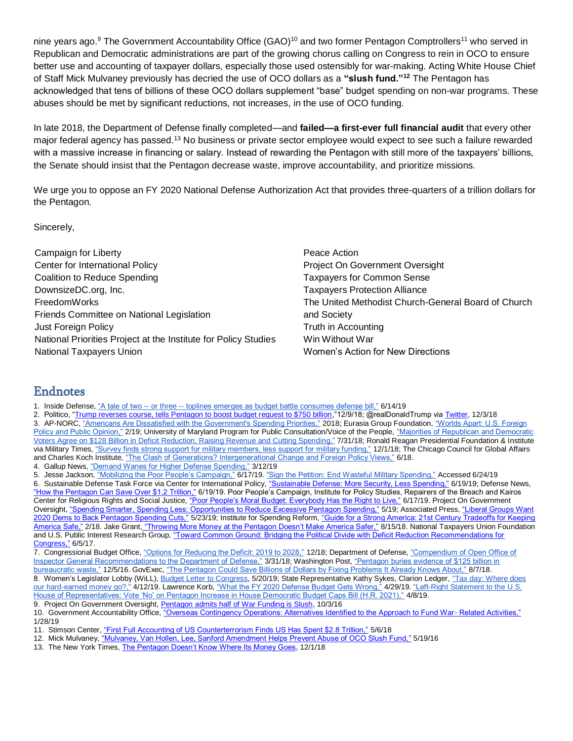nine years ago.[9] The Government Accountability Office (GAO)[10] and two former Pentagon Comptrollers[11] who served in Republican and Democratic administrations are part of the growing chorus calling on Congress to rein in OCO to ensure better use and accounting of taxpayer dollars, especially those used ostensibly for war-making. Acting White House Chief of Staff Mick Mulvaney previously has decried the use of OCO dollars as a **"slush fund."[12]** The Pentagon has acknowledged that tens of billions of these OCO dollars supplement "base" budget spending on non-war programs. These abuses should be met by significant reductions, not increases, in the use of OCO funding.

In late 2018, the Department of Defense finally completed—and **failed—a first-ever full financial audit** that every other major federal agency has passed.[13] No business or private sector employee would expect to see such a failure rewarded with a massive increase in financing or salary. Instead of rewarding the Pentagon with still more of the taxpayers' billions, the Senate should insist that the Pentagon decrease waste, improve accountability, and prioritize missions.

We urge you to oppose an FY 2020 National Defense Authorization Act that provides three-quarters of a trillion dollars for the Pentagon.

Sincerely,

Campaign for Liberty
Center for International Policy
Coalition to Reduce Spending
DownsizeDC.org, Inc.
FreedomWorks
Friends Committee on National Legislation
Just Foreign Policy
National Priorities Project at the Institute for Policy Studies
National Taxpayers Union
Peace Action
Project On Government Oversight
Taxpayers for Common Sense
Taxpayers Protection Alliance
The United Methodist Church-General Board of Church and Society
Truth in Accounting
Win Without War
Women's Action for New Directions

## Endnotes

1. Inside Defense, "A tale of two -- or three -- toplines emerges as budget battle consumes defense bill," 6/14/19
2. Politico, "Trump reverses course, tells Pentagon to boost budget request to $750 billion,"12/9/18; @realDonaldTrump via Twitter, 12/3/18
3. AP-NORC, "Americans Are Dissatisfied with the Government's Spending Priorities," 2018; Eurasia Group Foundation, "Worlds Apart: U.S. Foreign Policy and Public Opinion," 2/19; University of Maryland Program for Public Consultation/Voice of the People, "Majorities of Republican and Democratic Voters Agree on $128 Billion in Deficit Reduction, Raising Revenue and Cutting Spending," 7/31/18; Ronald Reagan Presidential Foundation & Institute via Military Times, "Survey finds strong support for military members, less support for military funding," 12/1/18; The Chicago Council for Global Affairs and Charles Koch Institute, "The Clash of Generations? Intergenerational Change and Foreign Policy Views," 6/18.
4. Gallup News, "Demand Wanes for Higher Defense Spending," 3/12/19
5. Jesse Jackson, "Mobilizing the Poor People's Campaign," 6/17/19. "Sign the Petition: End Wasteful Military Spending," Accessed 6/24/19
6. Sustainable Defense Task Force via Center for International Policy, "Sustainable Defense: More Security, Less Spending," 6/19/19; Defense News, "How the Pentagon Can Save Over $1.2 Trillion," 6/19/19. Poor People's Campaign, Institute for Policy Studies, Repairers of the Breach and Kairos Center for Religious Rights and Social Justice, "Poor People's Moral Budget: Everybody Has the Right to Live," 6/17/19. Project On Government Oversight, "Spending Smarter, Spending Less: Opportunities to Reduce Excessive Pentagon Spending," 5/19; Associated Press, "Liberal Groups Want 2020 Dems to Back Pentagon Spending Cuts," 5/23/19; Institute for Spending Reform, "Guide for a Strong America: 21st Century Tradeoffs for Keeping America Safe," 2/18. Jake Grant, "Throwing More Money at the Pentagon Doesn't Make America Safer," 8/15/18. National Taxpayers Union Foundation and U.S. Public Interest Research Group, "Toward Common Ground: Bridging the Political Divide with Deficit Reduction Recommendations for Congress," 6/5/17.
7. Congressional Budget Office, "Options for Reducing the Deficit: 2019 to 2028," 12/18; Department of Defense, "Compendium of Open Office of Inspector General Recommendations to the Department of Defense," 3/31/18; Washington Post, "Pentagon buries evidence of $125 billion in bureaucratic waste," 12/5/16. GovExec, "The Pentagon Could Save Billions of Dollars by Fixing Problems It Already Knows About," 8/7/18.
8. Women's Legislator Lobby (WiLL), Budget Letter to Congress, 5/20/19; State Representative Kathy Sykes, Clarion Ledger, "Tax day: Where does our hard-earned money go?," 4/12/19. Lawrence Korb, "What the FY 2020 Defense Budget Gets Wrong," 4/29/19. "Left-Right Statement to the U.S. House of Representatives: Vote 'No' on Pentagon Increase in House Democratic Budget Caps Bill (H.R. 2021)," 4/8/19.
9. Project On Government Oversight, Pentagon admits half of War Funding is Slush, 10/3/16
10. Government Accountability Office, "Overseas Contingency Operations: Alternatives Identified to the Approach to Fund War- Related Activities," 1/28/19
11. Stimson Center, "First Full Accounting of US Counterterrorism Finds US Has Spent $2.8 Trillion," 5/6/18
12. Mick Mulvaney, "Mulvaney, Van Hollen, Lee, Sanford Amendment Helps Prevent Abuse of OCO Slush Fund," 5/19/16
13. The New York Times, The Pentagon Doesn't Know Where Its Money Goes, 12/1/18